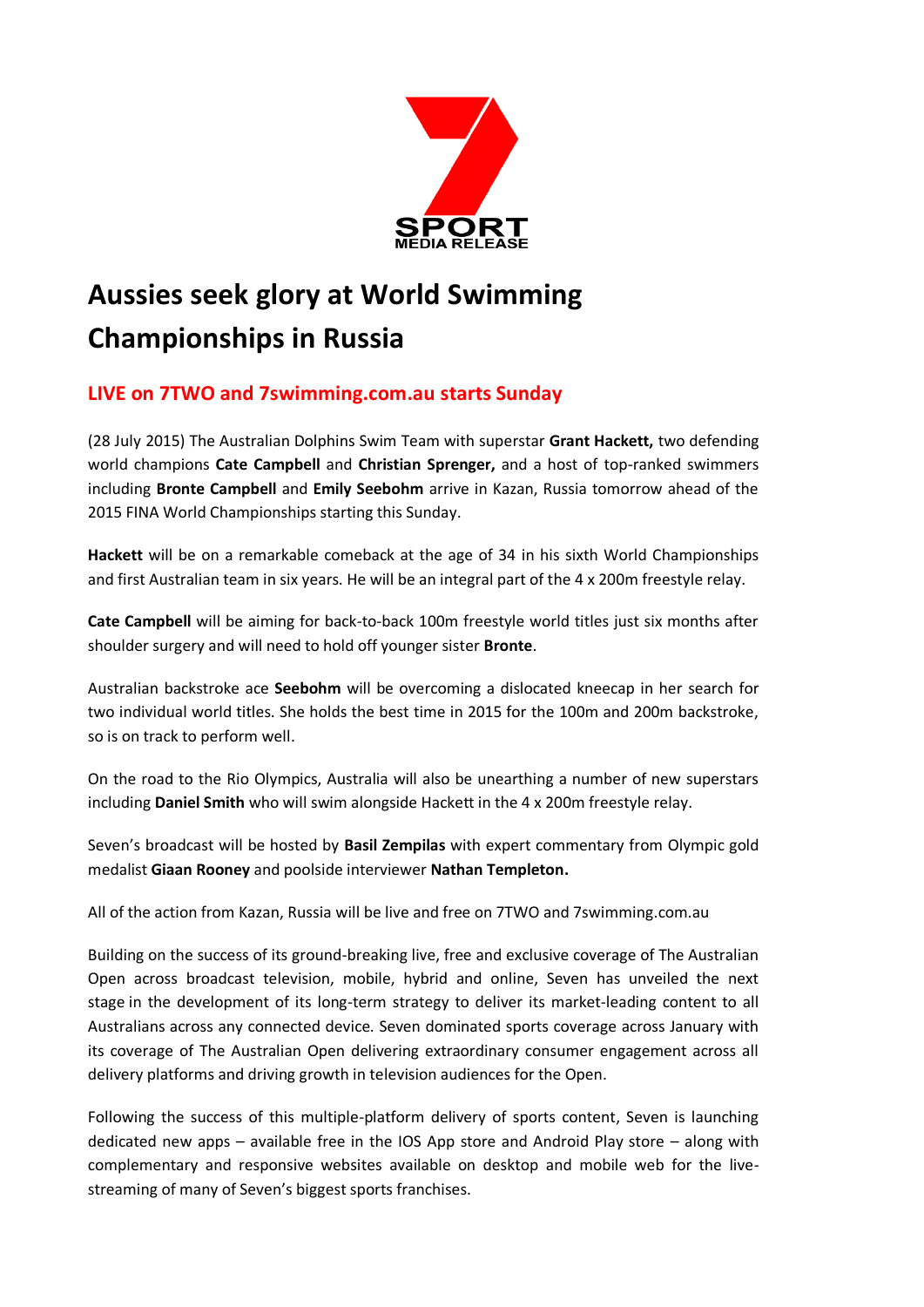**SPORT**
**MEDIA RELEASE**

# Aussies seek glory at World Swimming Championships in Russia

## LIVE on 7TWO and 7swimming.com.au starts Sunday

(28 July 2015) The Australian Dolphins Swim Team with superstar **Grant Hackett,** two defending world champions **Cate Campbell** and **Christian Sprenger,** and a host of top-ranked swimmers including **Bronte Campbell** and **Emily Seebohm** arrive in Kazan, Russia tomorrow ahead of the 2015 FINA World Championships starting this Sunday.

**Hackett** will be on a remarkable comeback at the age of 34 in his sixth World Championships and first Australian team in six years. He will be an integral part of the 4 x 200m freestyle relay.

**Cate Campbell** will be aiming for back-to-back 100m freestyle world titles just six months after shoulder surgery and will need to hold off younger sister **Bronte**.

Australian backstroke ace **Seebohm** will be overcoming a dislocated kneecap in her search for two individual world titles. She holds the best time in 2015 for the 100m and 200m backstroke, so is on track to perform well.

On the road to the Rio Olympics, Australia will also be unearthing a number of new superstars including **Daniel Smith** who will swim alongside Hackett in the 4 x 200m freestyle relay.

Seven's broadcast will be hosted by **Basil Zempilas** with expert commentary from Olympic gold medalist **Giaan Rooney** and poolside interviewer **Nathan Templeton.**

All of the action from Kazan, Russia will be live and free on 7TWO and 7swimming.com.au

Building on the success of its ground-breaking live, free and exclusive coverage of The Australian Open across broadcast television, mobile, hybrid and online, Seven has unveiled the next stage in the development of its long-term strategy to deliver its market-leading content to all Australians across any connected device. Seven dominated sports coverage across January with its coverage of The Australian Open delivering extraordinary consumer engagement across all delivery platforms and driving growth in television audiences for the Open.

Following the success of this multiple-platform delivery of sports content, Seven is launching dedicated new apps – available free in the IOS App store and Android Play store – along with complementary and responsive websites available on desktop and mobile web for the live-streaming of many of Seven's biggest sports franchises.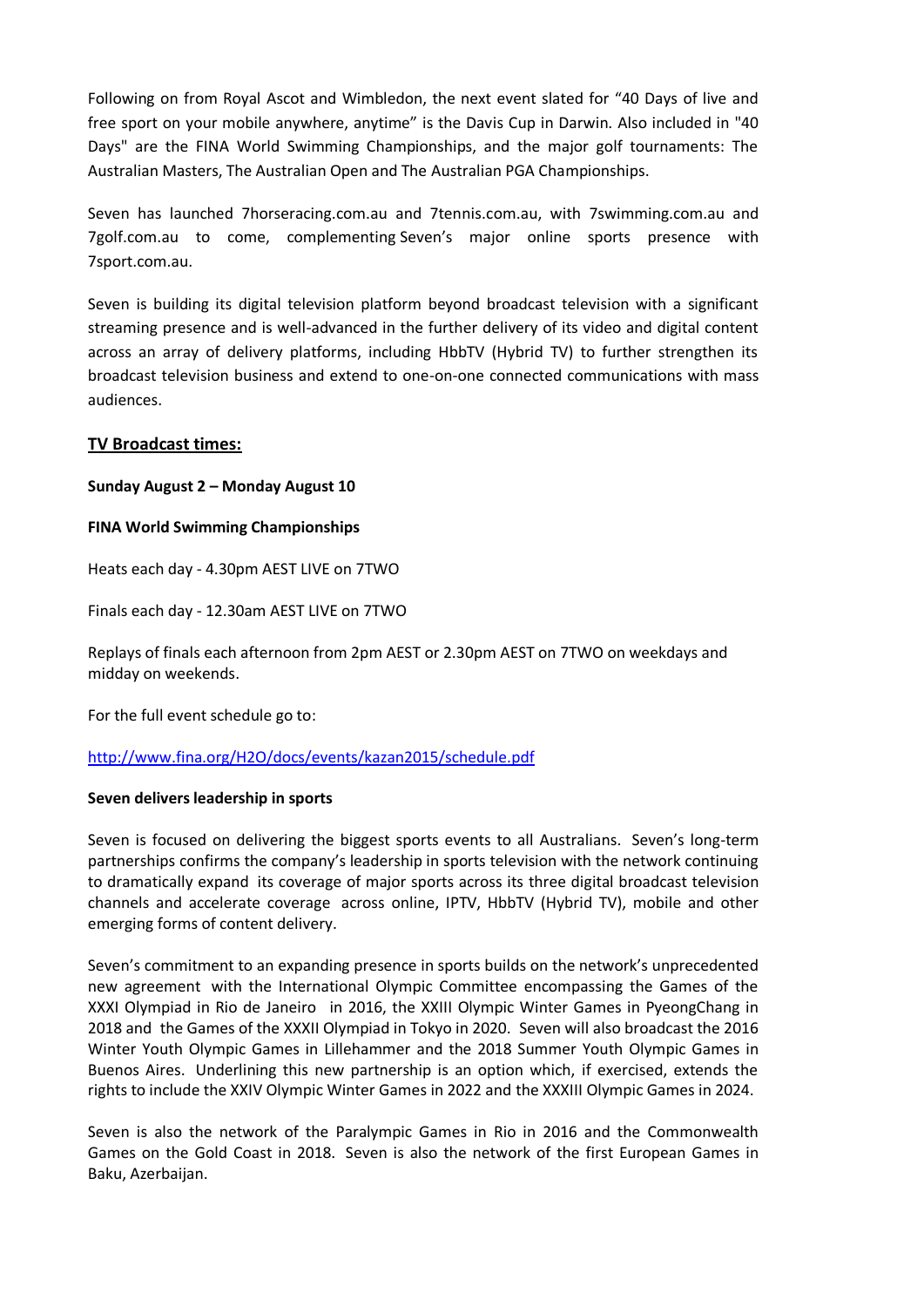Following on from Royal Ascot and Wimbledon, the next event slated for "40 Days of live and free sport on your mobile anywhere, anytime" is the Davis Cup in Darwin. Also included in "40 Days" are the FINA World Swimming Championships, and the major golf tournaments: The Australian Masters, The Australian Open and The Australian PGA Championships.

Seven has launched 7horseracing.com.au and 7tennis.com.au, with 7swimming.com.au and 7golf.com.au to come, complementing Seven's major online sports presence with 7sport.com.au.

Seven is building its digital television platform beyond broadcast television with a significant streaming presence and is well-advanced in the further delivery of its video and digital content across an array of delivery platforms, including HbbTV (Hybrid TV) to further strengthen its broadcast television business and extend to one-on-one connected communications with mass audiences.

## TV Broadcast times:

**Sunday August 2 – Monday August 10**

**FINA World Swimming Championships**

Heats each day - 4.30pm AEST LIVE on 7TWO

Finals each day - 12.30am AEST LIVE on 7TWO

Replays of finals each afternoon from 2pm AEST or 2.30pm AEST on 7TWO on weekdays and midday on weekends.

For the full event schedule go to:

http://www.fina.org/H2O/docs/events/kazan2015/schedule.pdf

**Seven delivers leadership in sports**

Seven is focused on delivering the biggest sports events to all Australians. Seven's long-term partnerships confirms the company's leadership in sports television with the network continuing to dramatically expand its coverage of major sports across its three digital broadcast television channels and accelerate coverage across online, IPTV, HbbTV (Hybrid TV), mobile and other emerging forms of content delivery.

Seven's commitment to an expanding presence in sports builds on the network's unprecedented new agreement with the International Olympic Committee encompassing the Games of the XXXI Olympiad in Rio de Janeiro in 2016, the XXIII Olympic Winter Games in PyeongChang in 2018 and the Games of the XXXII Olympiad in Tokyo in 2020. Seven will also broadcast the 2016 Winter Youth Olympic Games in Lillehammer and the 2018 Summer Youth Olympic Games in Buenos Aires. Underlining this new partnership is an option which, if exercised, extends the rights to include the XXIV Olympic Winter Games in 2022 and the XXXIII Olympic Games in 2024.

Seven is also the network of the Paralympic Games in Rio in 2016 and the Commonwealth Games on the Gold Coast in 2018. Seven is also the network of the first European Games in Baku, Azerbaijan.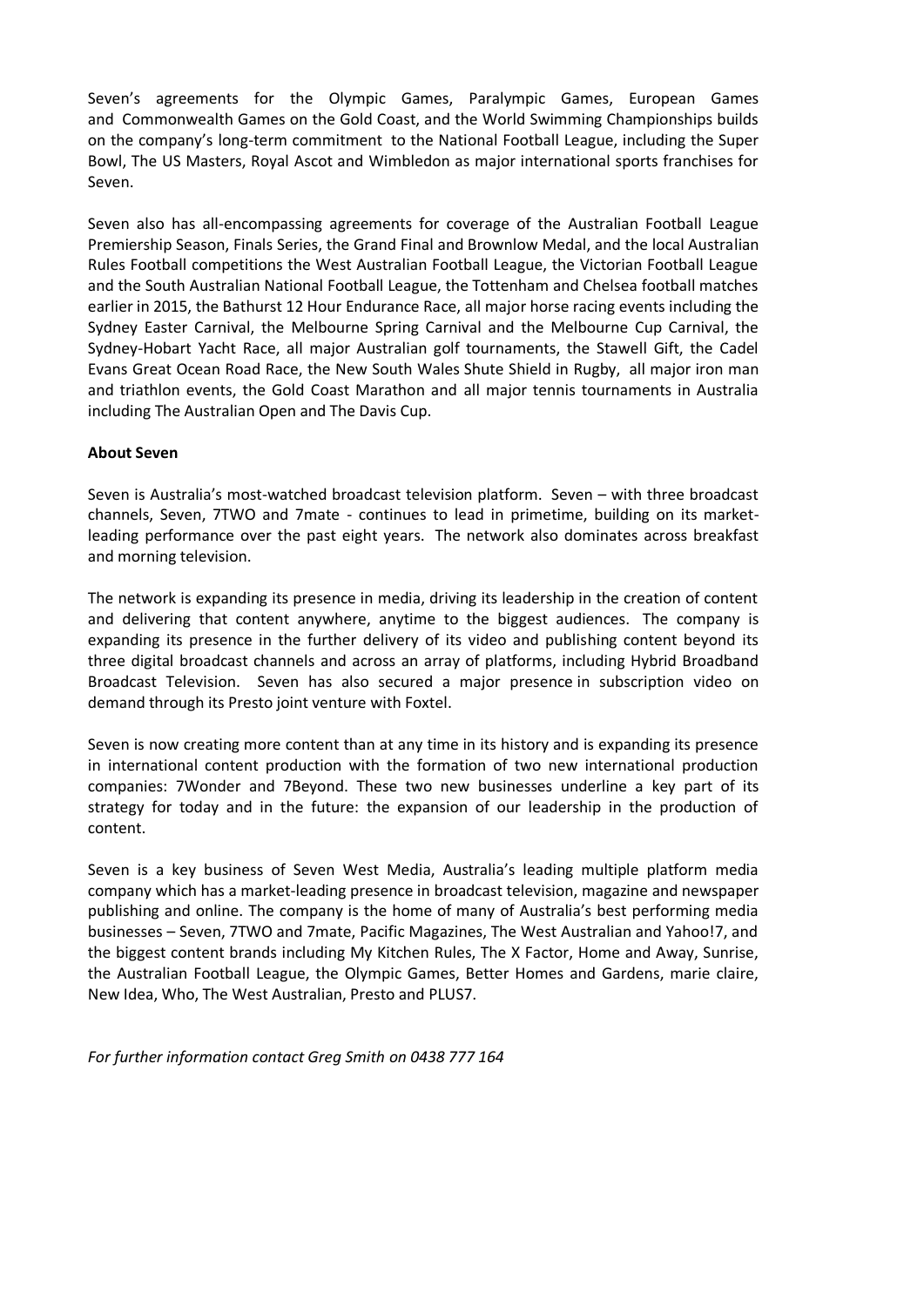Seven's agreements for the Olympic Games, Paralympic Games, European Games and Commonwealth Games on the Gold Coast, and the World Swimming Championships builds on the company's long-term commitment to the National Football League, including the Super Bowl, The US Masters, Royal Ascot and Wimbledon as major international sports franchises for Seven.

Seven also has all-encompassing agreements for coverage of the Australian Football League Premiership Season, Finals Series, the Grand Final and Brownlow Medal, and the local Australian Rules Football competitions the West Australian Football League, the Victorian Football League and the South Australian National Football League, the Tottenham and Chelsea football matches earlier in 2015, the Bathurst 12 Hour Endurance Race, all major horse racing events including the Sydney Easter Carnival, the Melbourne Spring Carnival and the Melbourne Cup Carnival, the Sydney-Hobart Yacht Race, all major Australian golf tournaments, the Stawell Gift, the Cadel Evans Great Ocean Road Race, the New South Wales Shute Shield in Rugby, all major iron man and triathlon events, the Gold Coast Marathon and all major tennis tournaments in Australia including The Australian Open and The Davis Cup.

**About Seven**

Seven is Australia's most-watched broadcast television platform. Seven – with three broadcast channels, Seven, 7TWO and 7mate - continues to lead in primetime, building on its market-leading performance over the past eight years. The network also dominates across breakfast and morning television.

The network is expanding its presence in media, driving its leadership in the creation of content and delivering that content anywhere, anytime to the biggest audiences. The company is expanding its presence in the further delivery of its video and publishing content beyond its three digital broadcast channels and across an array of platforms, including Hybrid Broadband Broadcast Television. Seven has also secured a major presence in subscription video on demand through its Presto joint venture with Foxtel.

Seven is now creating more content than at any time in its history and is expanding its presence in international content production with the formation of two new international production companies: 7Wonder and 7Beyond. These two new businesses underline a key part of its strategy for today and in the future: the expansion of our leadership in the production of content.

Seven is a key business of Seven West Media, Australia's leading multiple platform media company which has a market-leading presence in broadcast television, magazine and newspaper publishing and online. The company is the home of many of Australia's best performing media businesses – Seven, 7TWO and 7mate, Pacific Magazines, The West Australian and Yahoo!7, and the biggest content brands including My Kitchen Rules, The X Factor, Home and Away, Sunrise, the Australian Football League, the Olympic Games, Better Homes and Gardens, marie claire, New Idea, Who, The West Australian, Presto and PLUS7.

*For further information contact Greg Smith on 0438 777 164*